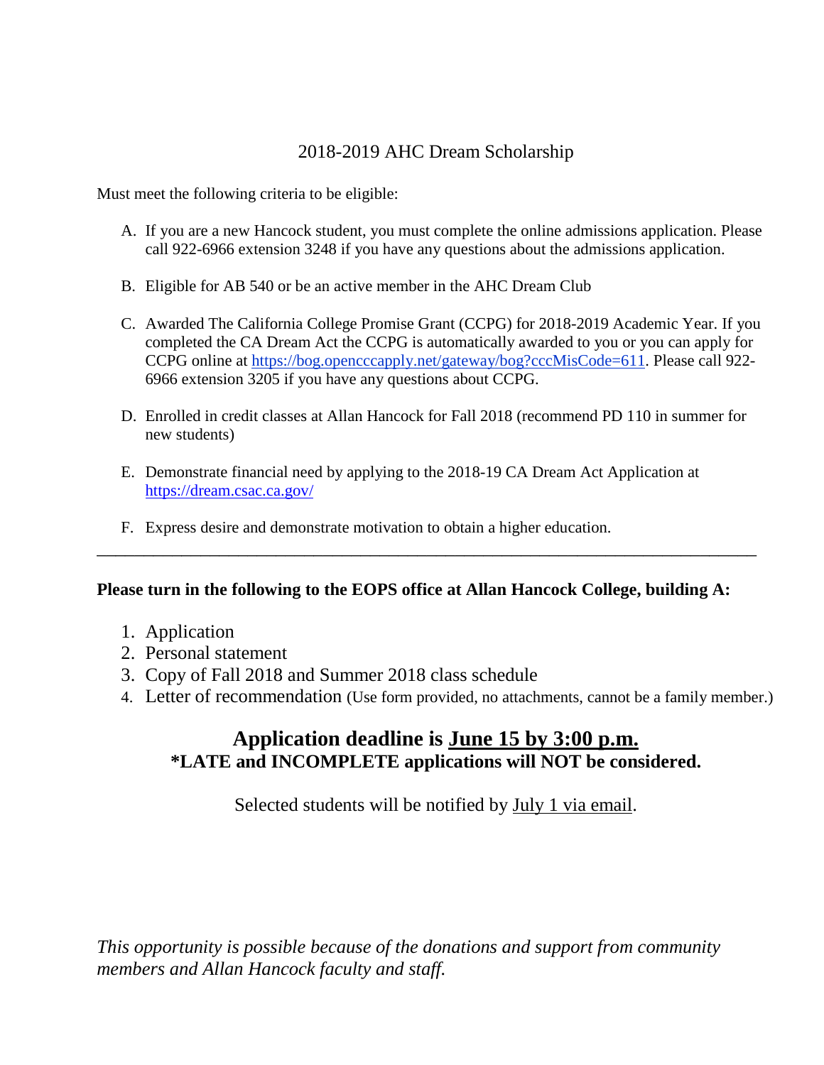# 2018-2019 AHC Dream Scholarship

Must meet the following criteria to be eligible:

A. If you are a new Hancock student, you must complete the online admissions application. Please call 922-6966 extension 3248 if you have any questions about the admissions application.

B. Eligible for AB 540 or be an active member in the AHC Dream Club

C. Awarded The California College Promise Grant (CCPG) for 2018-2019 Academic Year. If you completed the CA Dream Act the CCPG is automatically awarded to you or you can apply for CCPG online at https://bog.opencccapply.net/gateway/bog?cccMisCode=611. Please call 922-6966 extension 3205 if you have any questions about CCPG.

D. Enrolled in credit classes at Allan Hancock for Fall 2018 (recommend PD 110 in summer for new students)

E. Demonstrate financial need by applying to the 2018-19 CA Dream Act Application at https://dream.csac.ca.gov/

F. Express desire and demonstrate motivation to obtain a higher education.

---

**Please turn in the following to the EOPS office at Allan Hancock College, building A:**

1. Application
2. Personal statement
3. Copy of Fall 2018 and Summer 2018 class schedule
4. Letter of recommendation (Use form provided, no attachments, cannot be a family member.)

## Application deadline is June 15 by 3:00 p.m.

**\*LATE and INCOMPLETE applications will NOT be considered.**

Selected students will be notified by July 1 via email.

*This opportunity is possible because of the donations and support from community members and Allan Hancock faculty and staff.*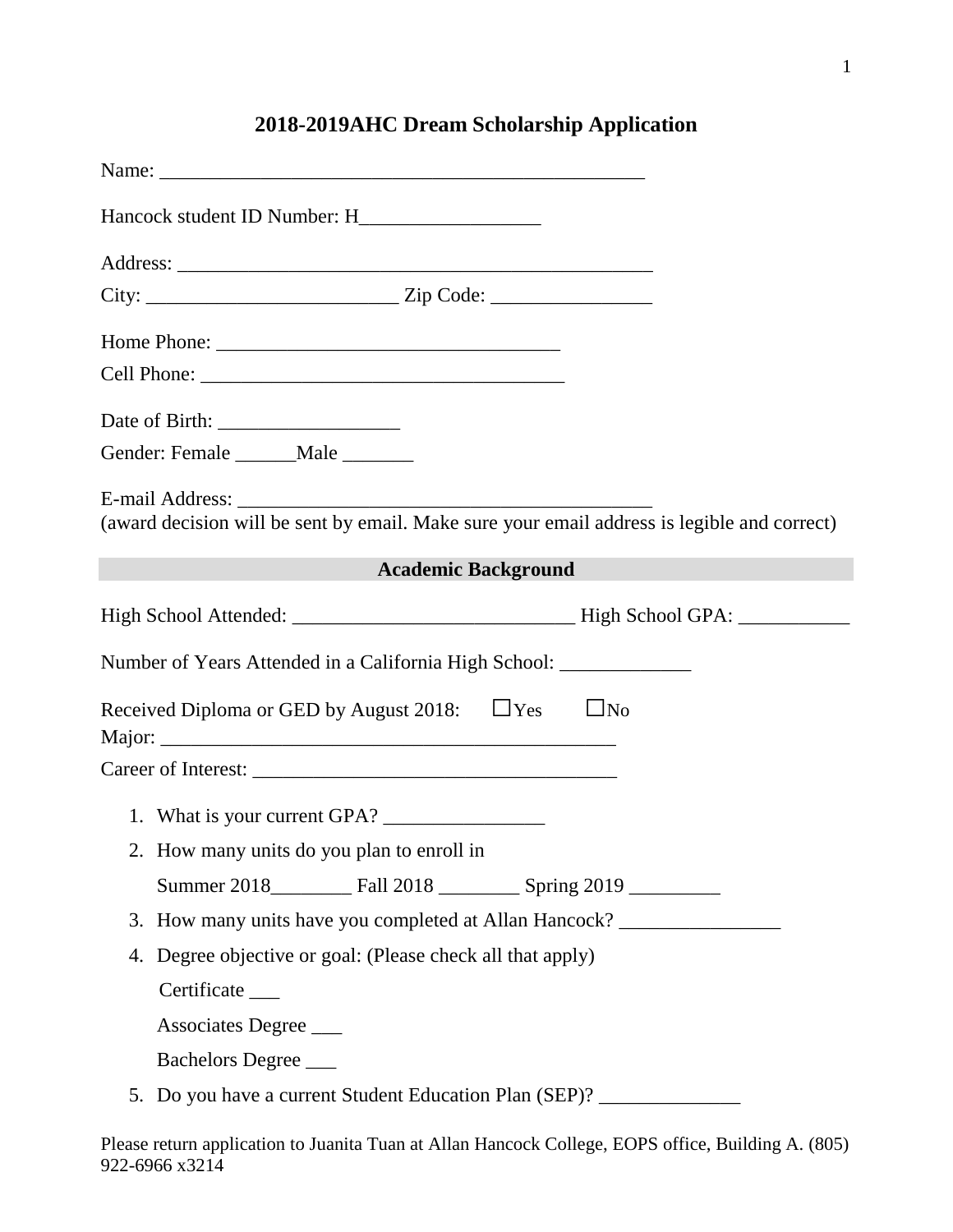# 2018-2019AHC Dream Scholarship Application

Name: ___________________________________________________

Hancock student ID Number: H__________________

Address: _________________________________________________

City: _________________________ Zip Code: ________________

Home Phone: __________________________________

Cell Phone: ____________________________________

Date of Birth: __________________

Gender: Female ______Male _______

E-mail Address: __________________________________________
(award decision will be sent by email. Make sure your email address is legible and correct)

## Academic Background

High School Attended: ____________________________ High School GPA: ___________

Number of Years Attended in a California High School: _____________

Received Diploma or GED by August 2018: ☐Yes ☐No

Major: ______________________________________________

Career of Interest: ____________________________________

1. What is your current GPA? ________________
2. How many units do you plan to enroll in

   Summer 2018________ Fall 2018 ________ Spring 2019 _________
3. How many units have you completed at Allan Hancock? ________________
4. Degree objective or goal: (Please check all that apply)

   Certificate ___

   Associates Degree ___

   Bachelors Degree ___
5. Do you have a current Student Education Plan (SEP)? ______________

Please return application to Juanita Tuan at Allan Hancock College, EOPS office, Building A. (805) 922-6966 x3214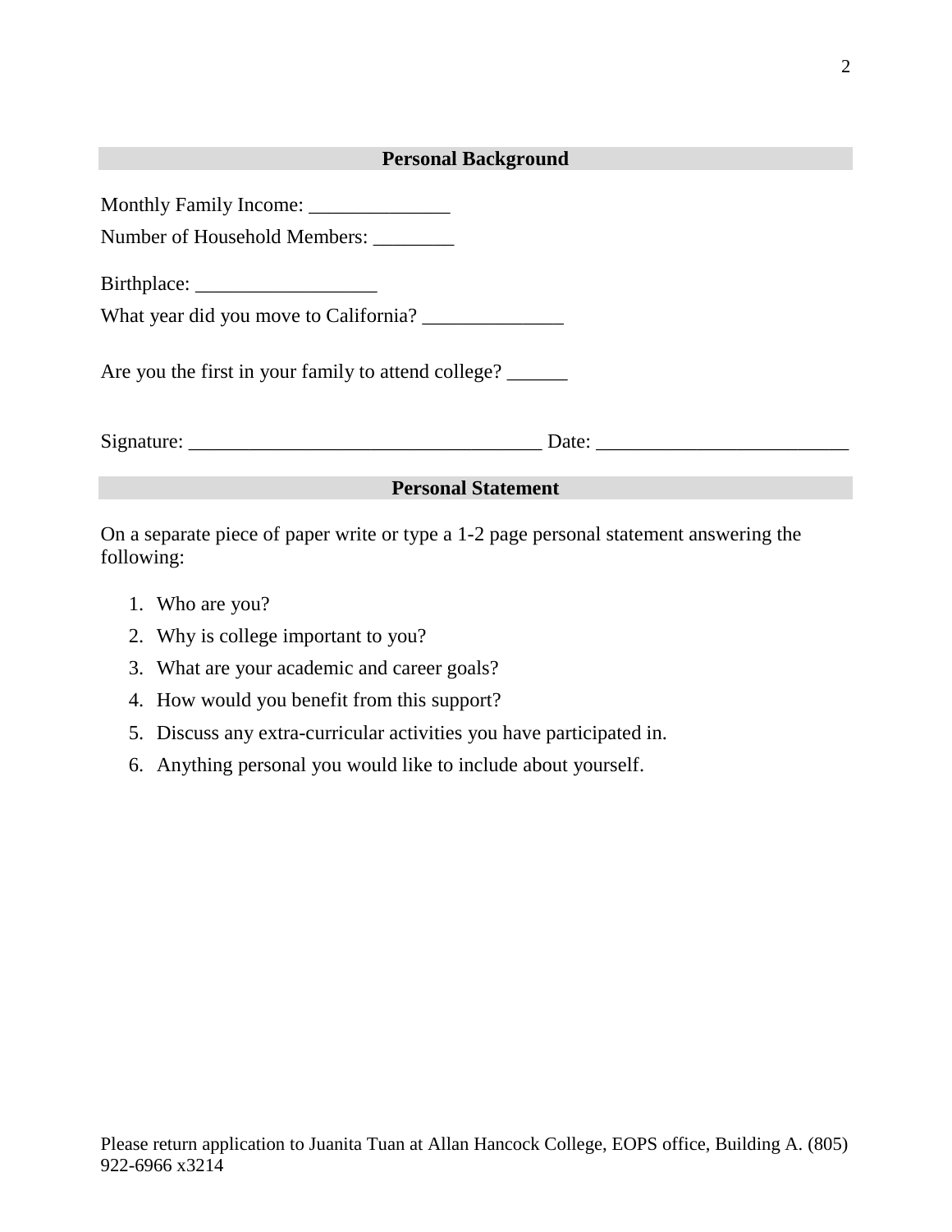## Personal Background

Monthly Family Income: ______________

Number of Household Members: ________

Birthplace: __________________

What year did you move to California? ______________

Are you the first in your family to attend college? ______

Signature: ___________________________________ Date: _________________________

## Personal Statement

On a separate piece of paper write or type a 1-2 page personal statement answering the following:

1. Who are you?
2. Why is college important to you?
3. What are your academic and career goals?
4. How would you benefit from this support?
5. Discuss any extra-curricular activities you have participated in.
6. Anything personal you would like to include about yourself.

Please return application to Juanita Tuan at Allan Hancock College, EOPS office, Building A. (805) 922-6966 x3214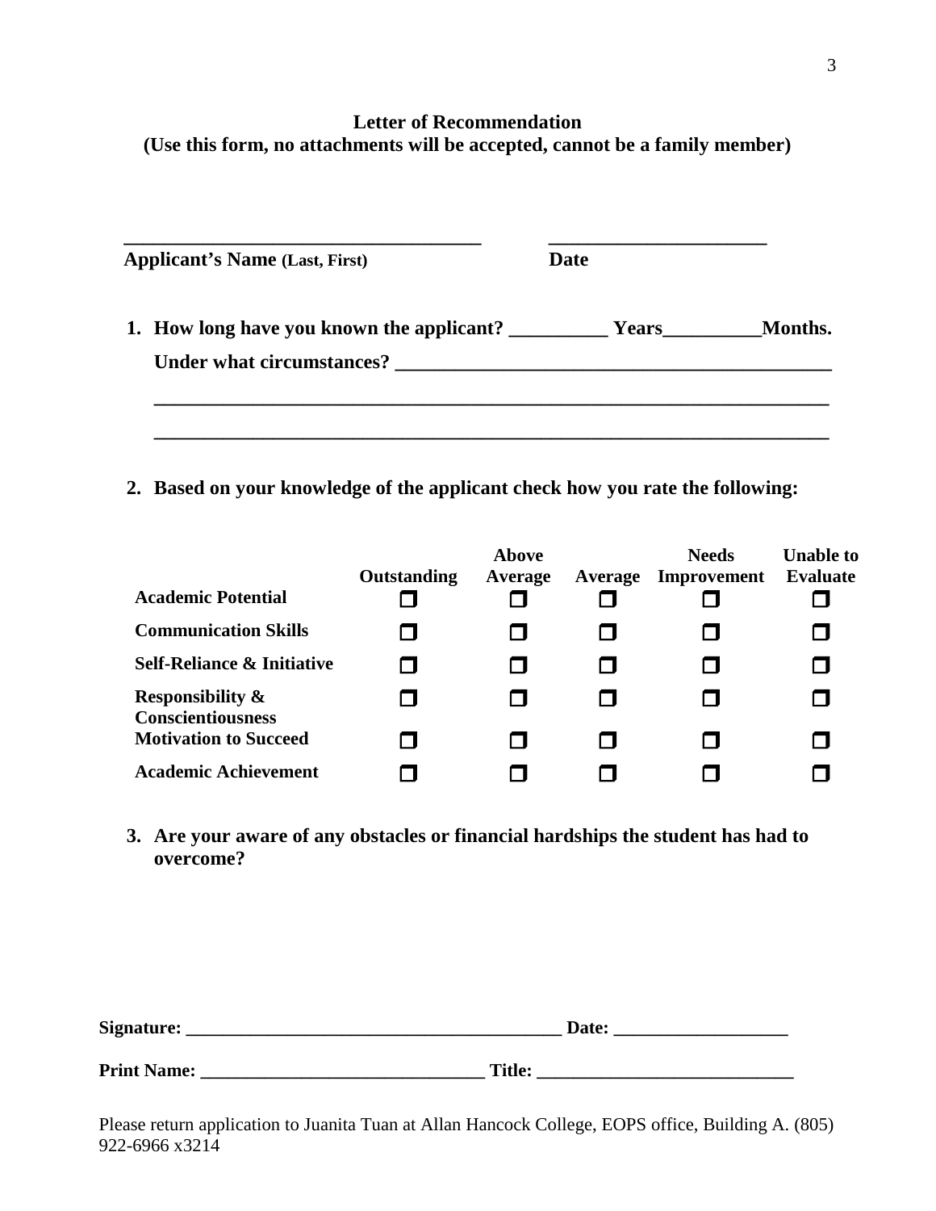**Letter of Recommendation**
**(Use this form, no attachments will be accepted, cannot be a family member)**

**Applicant's Name** (Last, First) ____________________________________ **Date** ______________________

1. **How long have you known the applicant? __________ Years__________Months.**

   **Under what circumstances? ____________________________________________**

   ______________________________________________________________________

   ______________________________________________________________________

2. **Based on your knowledge of the applicant check how you rate the following:**

| | Outstanding | Above Average | Average | Needs Improvement | Unable to Evaluate |
|---|---|---|---|---|---|
| **Academic Potential** | ☐ | ☐ | ☐ | ☐ | ☐ |
| **Communication Skills** | ☐ | ☐ | ☐ | ☐ | ☐ |
| **Self-Reliance & Initiative** | ☐ | ☐ | ☐ | ☐ | ☐ |
| **Responsibility & Conscientiousness** | ☐ | ☐ | ☐ | ☐ | ☐ |
| **Motivation to Succeed** | ☐ | ☐ | ☐ | ☐ | ☐ |
| **Academic Achievement** | ☐ | ☐ | ☐ | ☐ | ☐ |

3. **Are your aware of any obstacles or financial hardships the student has had to overcome?**

**Signature:** ________________________________________ **Date:** __________________

**Print Name:** ______________________________ **Title:** ___________________________

Please return application to Juanita Tuan at Allan Hancock College, EOPS office, Building A. (805) 922-6966 x3214